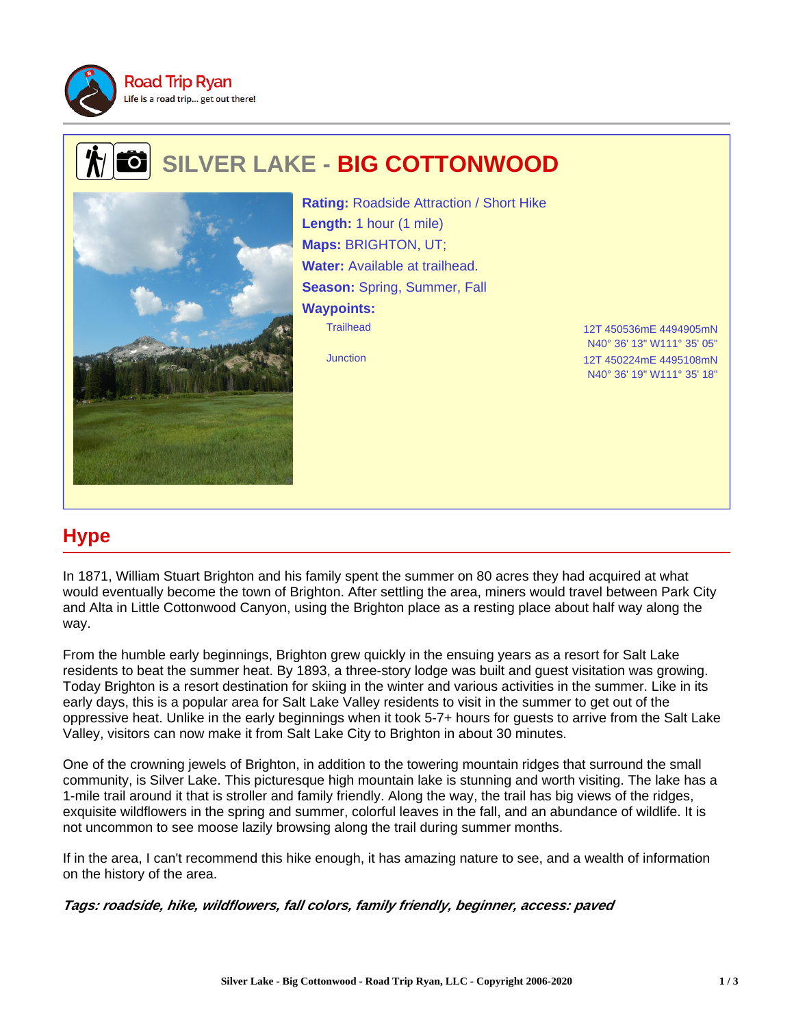Road Trip Ryan

Life is a road trip... get out there!

# SILVER LAKE - BIG COTTONWOOD

**Rating:** Roadside Attraction / Short Hike

**Length:** 1 hour (1 mile)

**Maps:** BRIGHTON, UT;

**Water:** Available at trailhead.

**Season:** Spring, Summer, Fall

**Waypoints:**

| Waypoint | Coordinates |
| --- | --- |
| Trailhead | 12T 450536mE 4494905mN<br>N40° 36' 13" W111° 35' 05" |
| Junction | 12T 450224mE 4495108mN<br>N40° 36' 19" W111° 35' 18" |

## Hype

In 1871, William Stuart Brighton and his family spent the summer on 80 acres they had acquired at what would eventually become the town of Brighton. After settling the area, miners would travel between Park City and Alta in Little Cottonwood Canyon, using the Brighton place as a resting place about half way along the way.

From the humble early beginnings, Brighton grew quickly in the ensuing years as a resort for Salt Lake residents to beat the summer heat. By 1893, a three-story lodge was built and guest visitation was growing. Today Brighton is a resort destination for skiing in the winter and various activities in the summer. Like in its early days, this is a popular area for Salt Lake Valley residents to visit in the summer to get out of the oppressive heat. Unlike in the early beginnings when it took 5-7+ hours for guests to arrive from the Salt Lake Valley, visitors can now make it from Salt Lake City to Brighton in about 30 minutes.

One of the crowning jewels of Brighton, in addition to the towering mountain ridges that surround the small community, is Silver Lake. This picturesque high mountain lake is stunning and worth visiting. The lake has a 1-mile trail around it that is stroller and family friendly. Along the way, the trail has big views of the ridges, exquisite wildflowers in the spring and summer, colorful leaves in the fall, and an abundance of wildlife. It is not uncommon to see moose lazily browsing along the trail during summer months.

If in the area, I can't recommend this hike enough, it has amazing nature to see, and a wealth of information on the history of the area.

***Tags: roadside, hike, wildflowers, fall colors, family friendly, beginner, access: paved***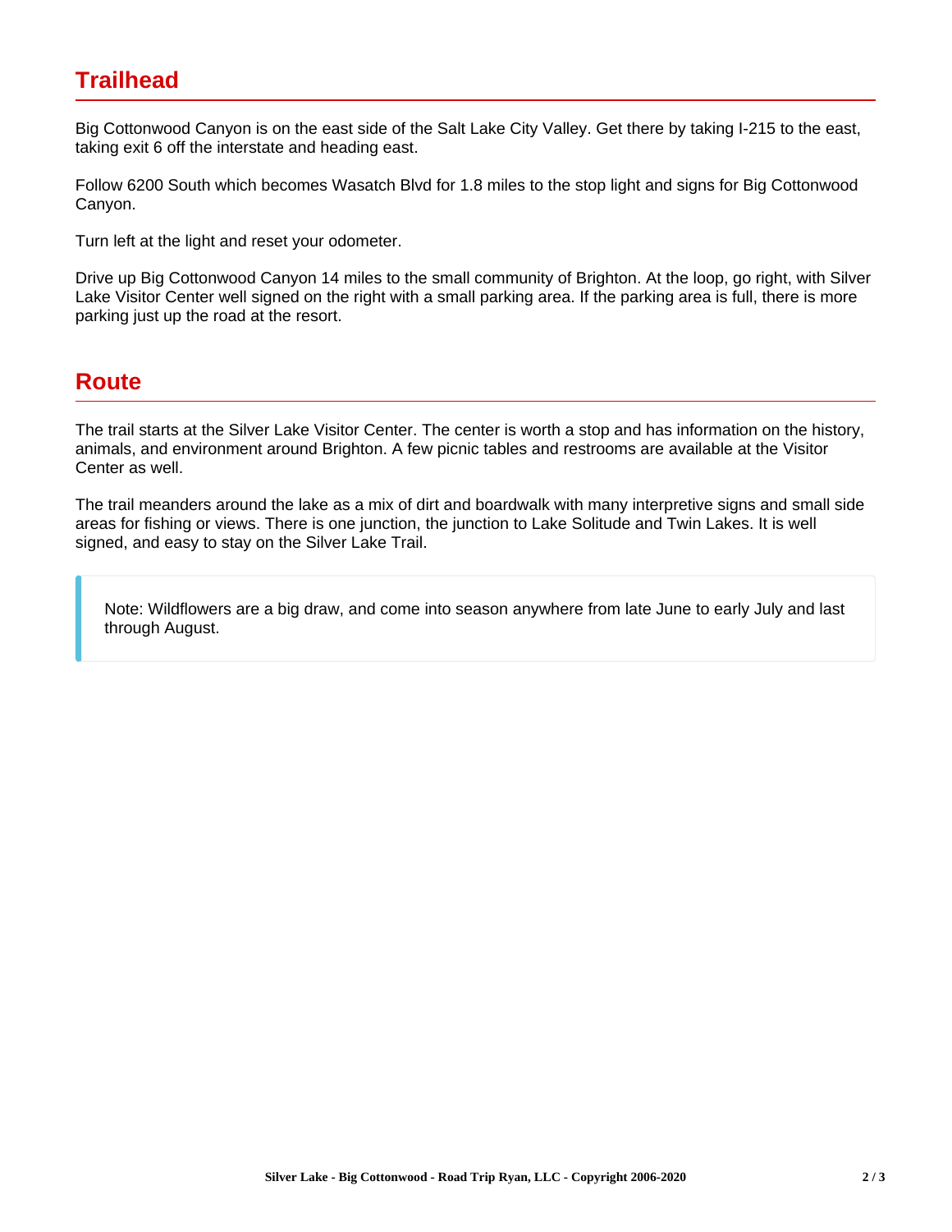## Trailhead

Big Cottonwood Canyon is on the east side of the Salt Lake City Valley. Get there by taking I-215 to the east, taking exit 6 off the interstate and heading east.

Follow 6200 South which becomes Wasatch Blvd for 1.8 miles to the stop light and signs for Big Cottonwood Canyon.

Turn left at the light and reset your odometer.

Drive up Big Cottonwood Canyon 14 miles to the small community of Brighton. At the loop, go right, with Silver Lake Visitor Center well signed on the right with a small parking area. If the parking area is full, there is more parking just up the road at the resort.

## Route

The trail starts at the Silver Lake Visitor Center. The center is worth a stop and has information on the history, animals, and environment around Brighton. A few picnic tables and restrooms are available at the Visitor Center as well.

The trail meanders around the lake as a mix of dirt and boardwalk with many interpretive signs and small side areas for fishing or views. There is one junction, the junction to Lake Solitude and Twin Lakes. It is well signed, and easy to stay on the Silver Lake Trail.

> Note: Wildflowers are a big draw, and come into season anywhere from late June to early July and last through August.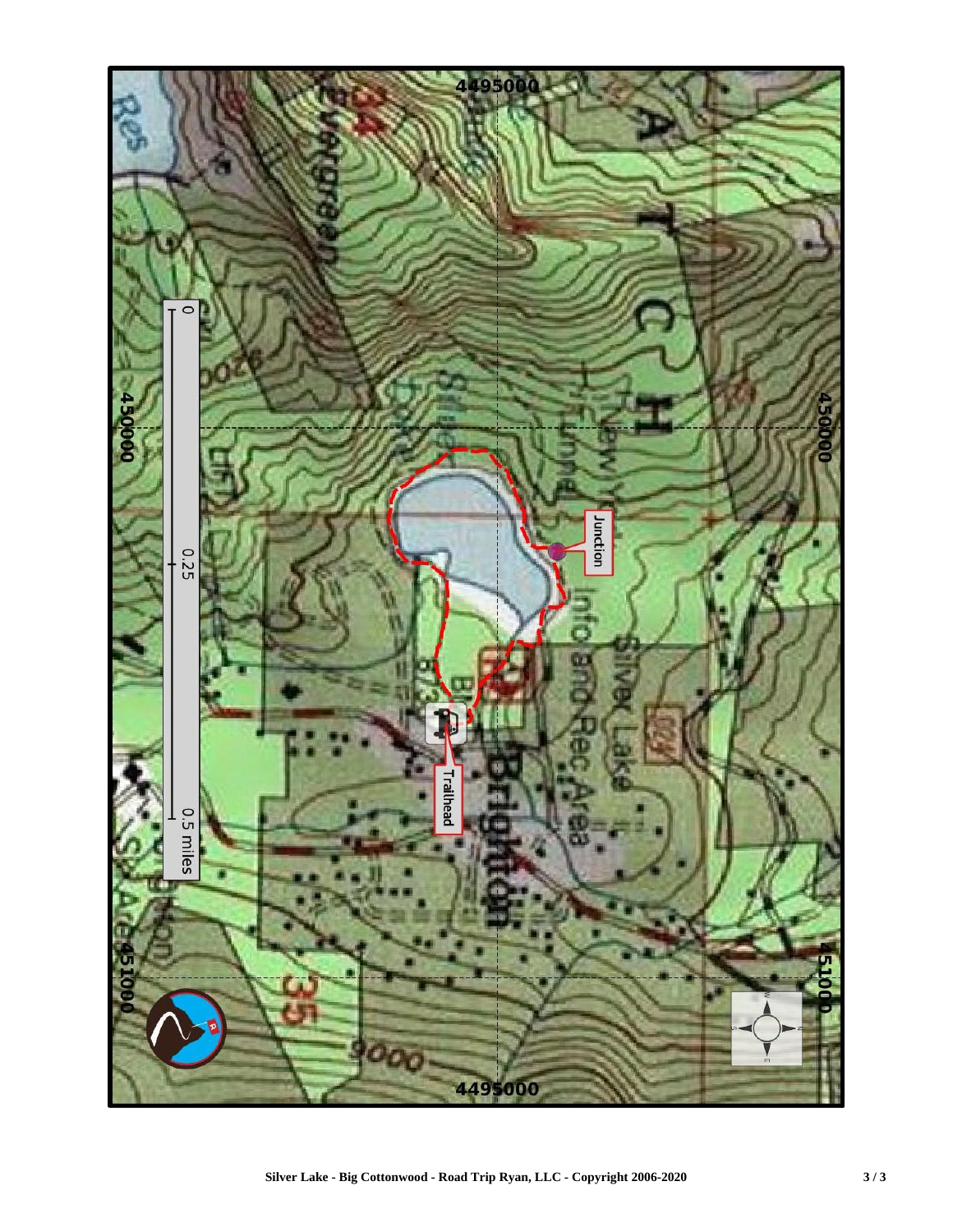4495000

450000

451000

0

0.25

0.5 miles

Junction

Trailhead

4495000

450000

451000